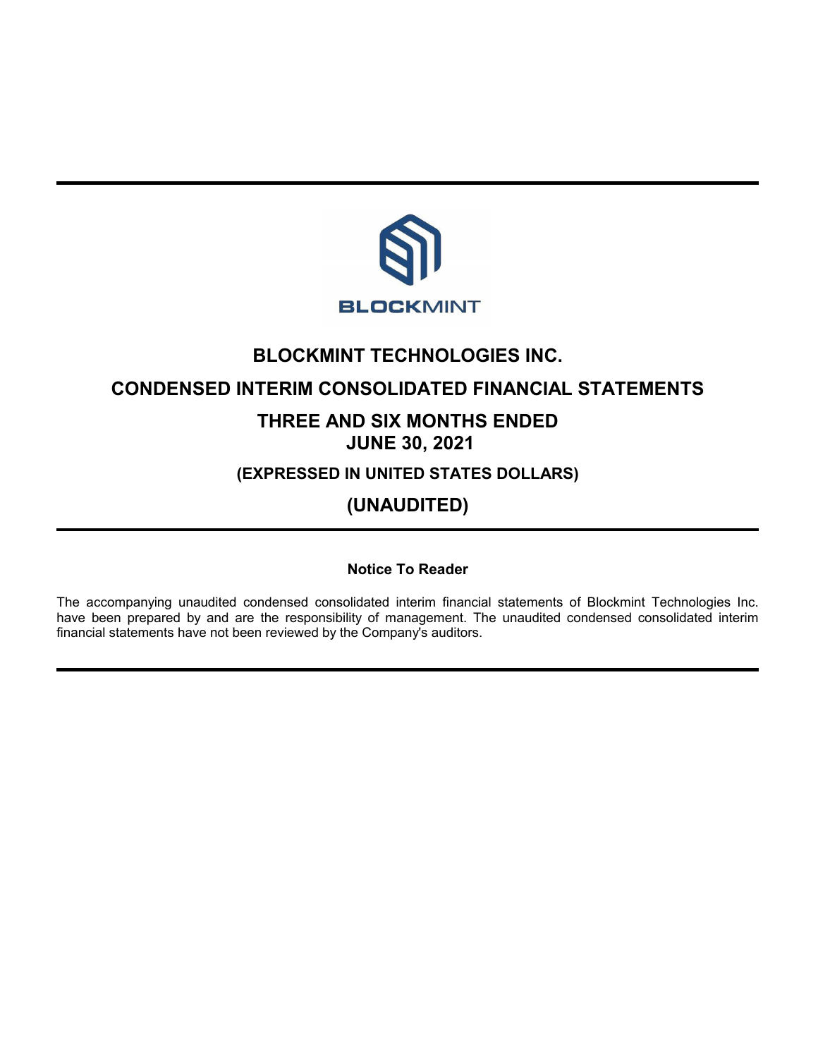# BLOCKMINT TECHNOLOGIES INC.

## CONDENSED INTERIM CONSOLIDATED FINANCIAL STATEMENTS

## THREE AND SIX MONTHS ENDED JUNE 30, 2021

### (EXPRESSED IN UNITED STATES DOLLARS)

## (UNAUDITED)

**Notice To Reader**

The accompanying unaudited condensed consolidated interim financial statements of Blockmint Technologies Inc. have been prepared by and are the responsibility of management. The unaudited condensed consolidated interim financial statements have not been reviewed by the Company's auditors.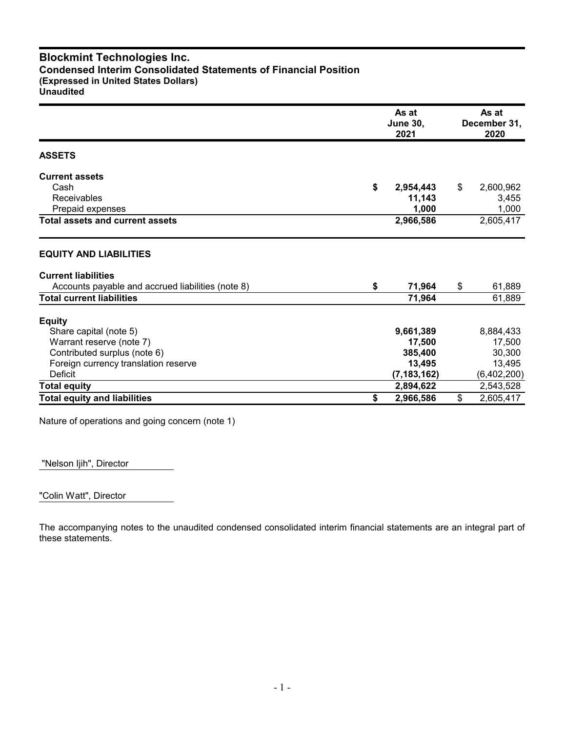# Blockmint Technologies Inc.
## Condensed Interim Consolidated Statements of Financial Position
**(Expressed in United States Dollars)**
**Unaudited**

| | As at June 30, 2021 | As at December 31, 2020 |
|---|---|---|
| **ASSETS** | | |
| **Current assets** | | |
| Cash | **$ 2,954,443** | $ 2,600,962 |
| Receivables | **11,143** | 3,455 |
| Prepaid expenses | **1,000** | 1,000 |
| **Total assets and current assets** | **2,966,586** | 2,605,417 |
| **EQUITY AND LIABILITIES** | | |
| **Current liabilities** | | |
| Accounts payable and accrued liabilities (note 8) | **$ 71,964** | $ 61,889 |
| **Total current liabilities** | **71,964** | 61,889 |
| **Equity** | | |
| Share capital (note 5) | **9,661,389** | 8,884,433 |
| Warrant reserve (note 7) | **17,500** | 17,500 |
| Contributed surplus (note 6) | **385,400** | 30,300 |
| Foreign currency translation reserve | **13,495** | 13,495 |
| Deficit | **(7,183,162)** | (6,402,200) |
| **Total equity** | **2,894,622** | 2,543,528 |
| **Total equity and liabilities** | **$ 2,966,586** | $ 2,605,417 |

Nature of operations and going concern (note 1)

"Nelson Ijih", Director

"Colin Watt", Director

The accompanying notes to the unaudited condensed consolidated interim financial statements are an integral part of these statements.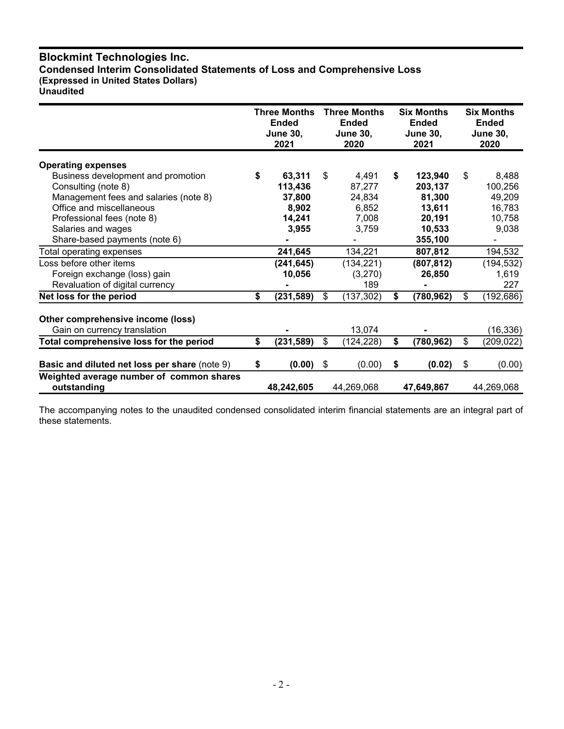# Blockmint Technologies Inc.

**Condensed Interim Consolidated Statements of Loss and Comprehensive Loss**
**(Expressed in United States Dollars)**
**Unaudited**

| | Three Months Ended June 30, 2021 | Three Months Ended June 30, 2020 | Six Months Ended June 30, 2021 | Six Months Ended June 30, 2020 |
|---|---|---|---|---|
| **Operating expenses** | | | | |
| Business development and promotion | **$ 63,311** | $ 4,491 | **$ 123,940** | $ 8,488 |
| Consulting (note 8) | **113,436** | 87,277 | **203,137** | 100,256 |
| Management fees and salaries (note 8) | **37,800** | 24,834 | **81,300** | 49,209 |
| Office and miscellaneous | **8,902** | 6,852 | **13,611** | 16,783 |
| Professional fees (note 8) | **14,241** | 7,008 | **20,191** | 10,758 |
| Salaries and wages | **3,955** | 3,759 | **10,533** | 9,038 |
| Share-based payments (note 6) | **-** | - | **355,100** | - |
| Total operating expenses | **241,645** | 134,221 | **807,812** | 194,532 |
| Loss before other items | **(241,645)** | (134,221) | **(807,812)** | (194,532) |
| Foreign exchange (loss) gain | **10,056** | (3,270) | **26,850** | 1,619 |
| Revaluation of digital currency | **-** | 189 | **-** | 227 |
| **Net loss for the period** | **$ (231,589)** | $ (137,302) | **$ (780,962)** | $ (192,686) |
| **Other comprehensive income (loss)** | | | | |
| Gain on currency translation | **-** | 13,074 | **-** | (16,336) |
| **Total comprehensive loss for the period** | **$ (231,589)** | $ (124,228) | **$ (780,962)** | $ (209,022) |
| **Basic and diluted net loss per share** (note 9) | **$ (0.00)** | $ (0.00) | **$ (0.02)** | $ (0.00) |
| **Weighted average number of common shares outstanding** | **48,242,605** | 44,269,068 | **47,649,867** | 44,269,068 |

The accompanying notes to the unaudited condensed consolidated interim financial statements are an integral part of these statements.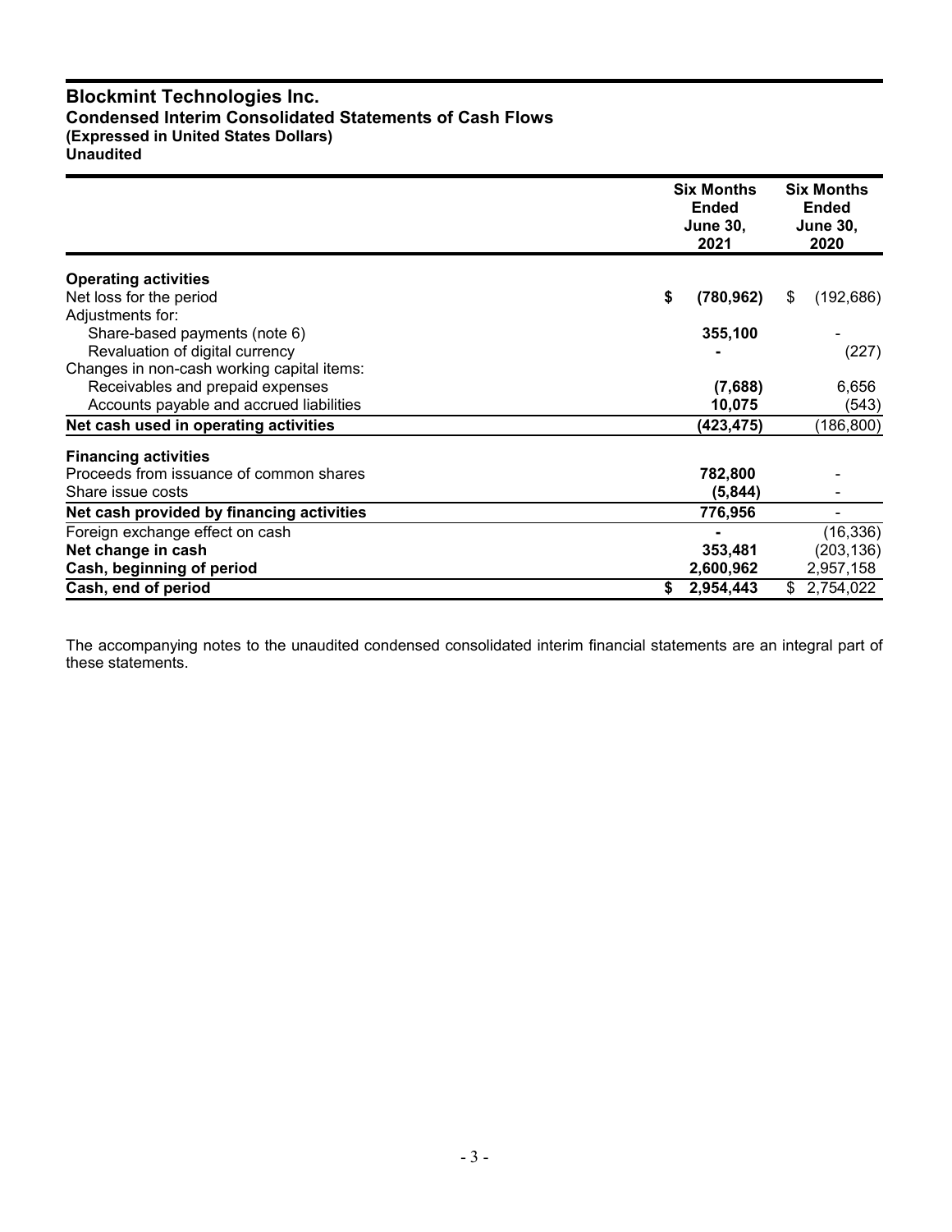# Blockmint Technologies Inc.

## Condensed Interim Consolidated Statements of Cash Flows

**(Expressed in United States Dollars)**

**Unaudited**

| | Six Months Ended June 30, 2021 | Six Months Ended June 30, 2020 |
|---|---|---|
| **Operating activities** | | |
| Net loss for the period | **$ (780,962)** | $ (192,686) |
| Adjustments for: | | |
| Share-based payments (note 6) | **355,100** | - |
| Revaluation of digital currency | **-** | (227) |
| Changes in non-cash working capital items: | | |
| Receivables and prepaid expenses | **(7,688)** | 6,656 |
| Accounts payable and accrued liabilities | **10,075** | (543) |
| **Net cash used in operating activities** | **(423,475)** | (186,800) |
| **Financing activities** | | |
| Proceeds from issuance of common shares | **782,800** | - |
| Share issue costs | **(5,844)** | - |
| **Net cash provided by financing activities** | **776,956** | - |
| Foreign exchange effect on cash | **-** | (16,336) |
| **Net change in cash** | **353,481** | (203,136) |
| **Cash, beginning of period** | **2,600,962** | 2,957,158 |
| **Cash, end of period** | **$ 2,954,443** | $ 2,754,022 |

The accompanying notes to the unaudited condensed consolidated interim financial statements are an integral part of these statements.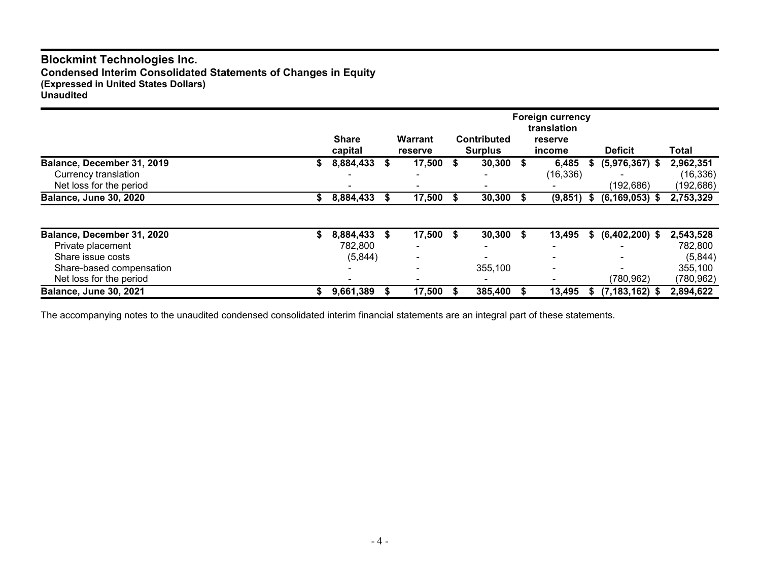# Blockmint Technologies Inc.

**Condensed Interim Consolidated Statements of Changes in Equity**
**(Expressed in United States Dollars)**
**Unaudited**

| | Share capital | Warrant reserve | Contributed Surplus | Foreign currency translation reserve income | Deficit | Total |
|---|---|---|---|---|---|---|
| **Balance, December 31, 2019** | **$ 8,884,433** | **$ 17,500** | **$ 30,300** | **$ 6,485** | **$ (5,976,367)** | **$ 2,962,351** |
| Currency translation | - | - | - | (16,336) | - | (16,336) |
| Net loss for the period | - | - | - | - | (192,686) | (192,686) |
| **Balance, June 30, 2020** | **$ 8,884,433** | **$ 17,500** | **$ 30,300** | **$ (9,851)** | **$ (6,169,053)** | **$ 2,753,329** |
| | | | | | | |
| **Balance, December 31, 2020** | **$ 8,884,433** | **$ 17,500** | **$ 30,300** | **$ 13,495** | **$ (6,402,200)** | **$ 2,543,528** |
| Private placement | 782,800 | - | - | - | - | 782,800 |
| Share issue costs | (5,844) | - | - | - | - | (5,844) |
| Share-based compensation | - | - | 355,100 | - | - | 355,100 |
| Net loss for the period | - | - | - | - | (780,962) | (780,962) |
| **Balance, June 30, 2021** | **$ 9,661,389** | **$ 17,500** | **$ 385,400** | **$ 13,495** | **$ (7,183,162)** | **$ 2,894,622** |

The accompanying notes to the unaudited condensed consolidated interim financial statements are an integral part of these statements.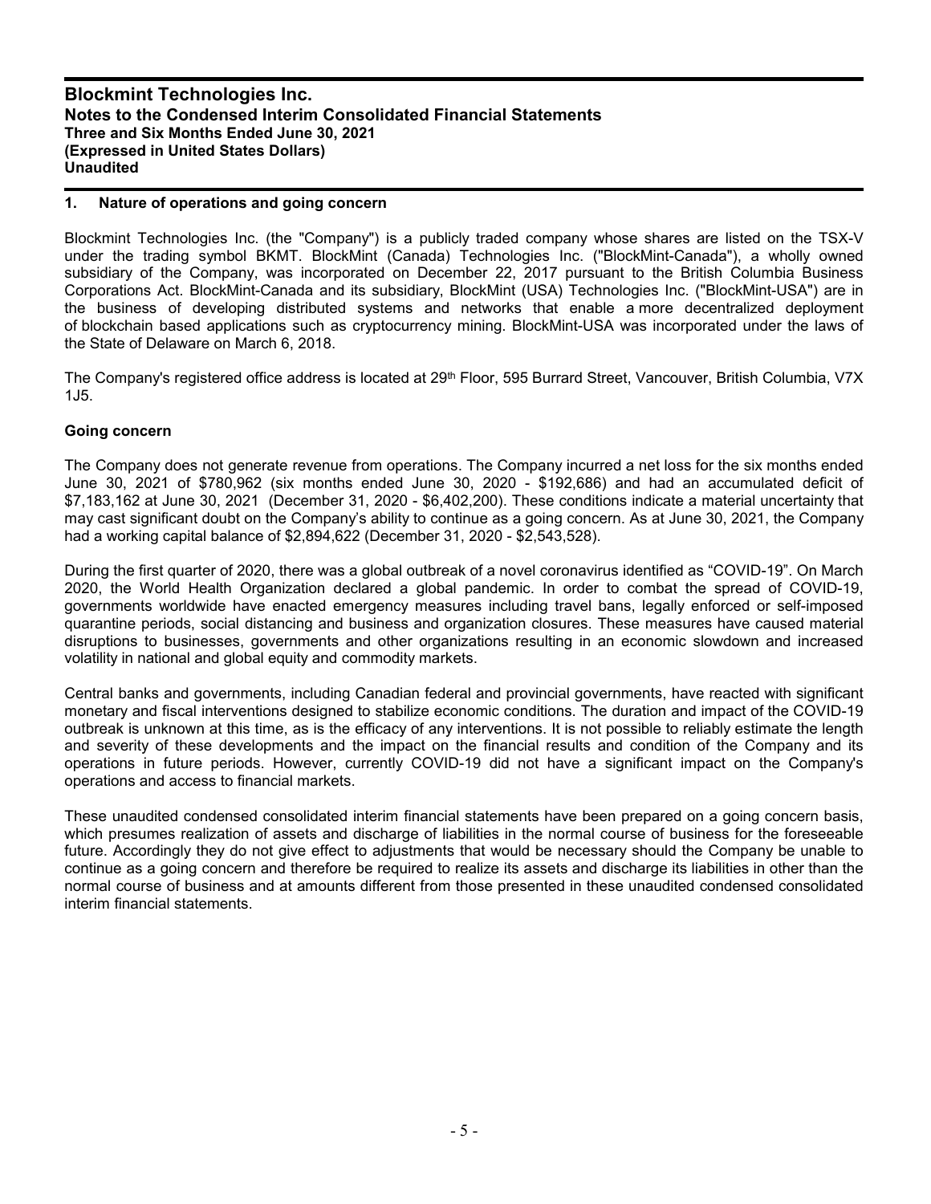## 1. Nature of operations and going concern

Blockmint Technologies Inc. (the "Company") is a publicly traded company whose shares are listed on the TSX-V under the trading symbol BKMT. BlockMint (Canada) Technologies Inc. ("BlockMint-Canada"), a wholly owned subsidiary of the Company, was incorporated on December 22, 2017 pursuant to the British Columbia Business Corporations Act. BlockMint-Canada and its subsidiary, BlockMint (USA) Technologies Inc. ("BlockMint-USA") are in the business of developing distributed systems and networks that enable a more decentralized deployment of blockchain based applications such as cryptocurrency mining. BlockMint-USA was incorporated under the laws of the State of Delaware on March 6, 2018.

The Company's registered office address is located at 29th Floor, 595 Burrard Street, Vancouver, British Columbia, V7X 1J5.

### Going concern

The Company does not generate revenue from operations. The Company incurred a net loss for the six months ended June 30, 2021 of $780,962 (six months ended June 30, 2020 - $192,686) and had an accumulated deficit of $7,183,162 at June 30, 2021 (December 31, 2020 - $6,402,200). These conditions indicate a material uncertainty that may cast significant doubt on the Company's ability to continue as a going concern. As at June 30, 2021, the Company had a working capital balance of $2,894,622 (December 31, 2020 - $2,543,528).

During the first quarter of 2020, there was a global outbreak of a novel coronavirus identified as "COVID-19". On March 2020, the World Health Organization declared a global pandemic. In order to combat the spread of COVID-19, governments worldwide have enacted emergency measures including travel bans, legally enforced or self-imposed quarantine periods, social distancing and business and organization closures. These measures have caused material disruptions to businesses, governments and other organizations resulting in an economic slowdown and increased volatility in national and global equity and commodity markets.

Central banks and governments, including Canadian federal and provincial governments, have reacted with significant monetary and fiscal interventions designed to stabilize economic conditions. The duration and impact of the COVID-19 outbreak is unknown at this time, as is the efficacy of any interventions. It is not possible to reliably estimate the length and severity of these developments and the impact on the financial results and condition of the Company and its operations in future periods. However, currently COVID-19 did not have a significant impact on the Company's operations and access to financial markets.

These unaudited condensed consolidated interim financial statements have been prepared on a going concern basis, which presumes realization of assets and discharge of liabilities in the normal course of business for the foreseeable future. Accordingly they do not give effect to adjustments that would be necessary should the Company be unable to continue as a going concern and therefore be required to realize its assets and discharge its liabilities in other than the normal course of business and at amounts different from those presented in these unaudited condensed consolidated interim financial statements.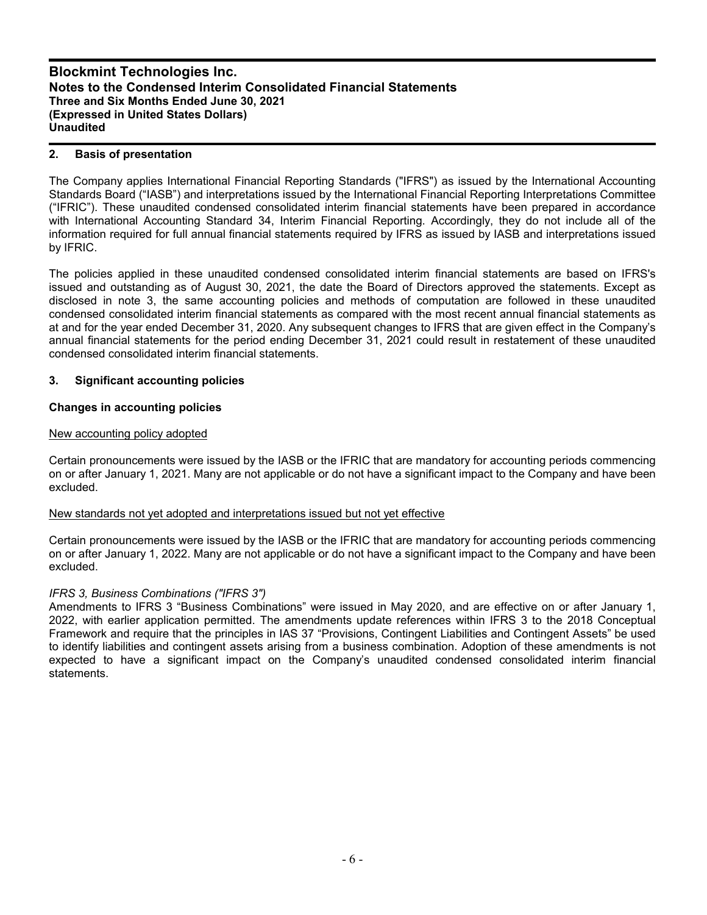## 2. Basis of presentation

The Company applies International Financial Reporting Standards ("IFRS") as issued by the International Accounting Standards Board ("IASB") and interpretations issued by the International Financial Reporting Interpretations Committee ("IFRIC"). These unaudited condensed consolidated interim financial statements have been prepared in accordance with International Accounting Standard 34, Interim Financial Reporting. Accordingly, they do not include all of the information required for full annual financial statements required by IFRS as issued by IASB and interpretations issued by IFRIC.

The policies applied in these unaudited condensed consolidated interim financial statements are based on IFRS's issued and outstanding as of August 30, 2021, the date the Board of Directors approved the statements. Except as disclosed in note 3, the same accounting policies and methods of computation are followed in these unaudited condensed consolidated interim financial statements as compared with the most recent annual financial statements as at and for the year ended December 31, 2020. Any subsequent changes to IFRS that are given effect in the Company's annual financial statements for the period ending December 31, 2021 could result in restatement of these unaudited condensed consolidated interim financial statements.

## 3. Significant accounting policies

### Changes in accounting policies

New accounting policy adopted

Certain pronouncements were issued by the IASB or the IFRIC that are mandatory for accounting periods commencing on or after January 1, 2021. Many are not applicable or do not have a significant impact to the Company and have been excluded.

New standards not yet adopted and interpretations issued but not yet effective

Certain pronouncements were issued by the IASB or the IFRIC that are mandatory for accounting periods commencing on or after January 1, 2022. Many are not applicable or do not have a significant impact to the Company and have been excluded.

*IFRS 3, Business Combinations ("IFRS 3")*

Amendments to IFRS 3 "Business Combinations" were issued in May 2020, and are effective on or after January 1, 2022, with earlier application permitted. The amendments update references within IFRS 3 to the 2018 Conceptual Framework and require that the principles in IAS 37 "Provisions, Contingent Liabilities and Contingent Assets" be used to identify liabilities and contingent assets arising from a business combination. Adoption of these amendments is not expected to have a significant impact on the Company's unaudited condensed consolidated interim financial statements.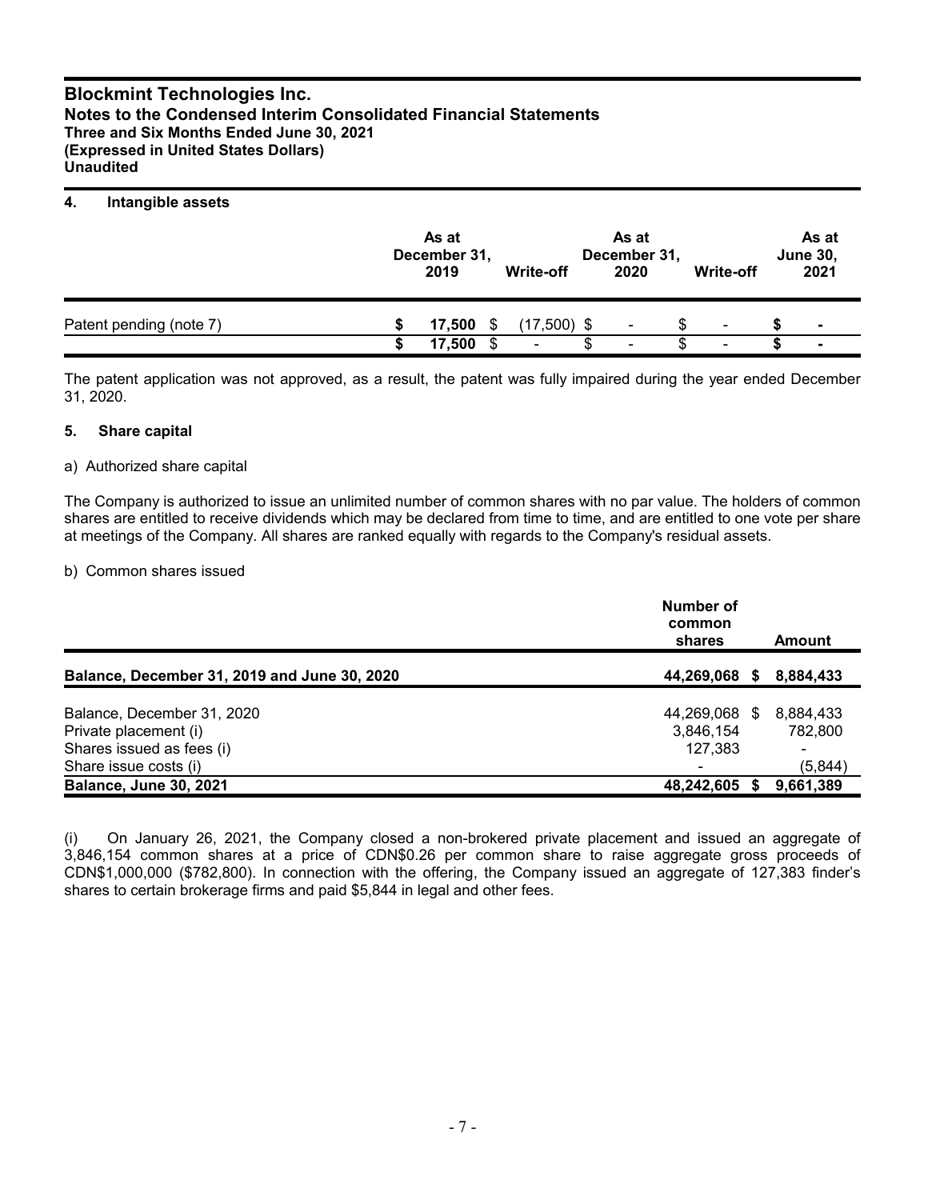## 4. Intangible assets

| | As at December 31, 2019 | Write-off | As at December 31, 2020 | Write-off | As at June 30, 2021 |
|---|---|---|---|---|---|
| Patent pending (note 7) | $ 17,500 | $ (17,500) | $ - | $ - | $ - |
| | $ 17,500 | $ - | $ - | $ - | $ - |

The patent application was not approved, as a result, the patent was fully impaired during the year ended December 31, 2020.

## 5. Share capital

a) Authorized share capital

The Company is authorized to issue an unlimited number of common shares with no par value. The holders of common shares are entitled to receive dividends which may be declared from time to time, and are entitled to one vote per share at meetings of the Company. All shares are ranked equally with regards to the Company's residual assets.

b) Common shares issued

| | Number of common shares | Amount |
|---|---|---|
| **Balance, December 31, 2019 and June 30, 2020** | **44,269,068** | **$ 8,884,433** |
| Balance, December 31, 2020 | 44,269,068 | $ 8,884,433 |
| Private placement (i) | 3,846,154 | 782,800 |
| Shares issued as fees (i) | 127,383 | - |
| Share issue costs (i) | - | (5,844) |
| **Balance, June 30, 2021** | **48,242,605** | **$ 9,661,389** |

(i) On January 26, 2021, the Company closed a non-brokered private placement and issued an aggregate of 3,846,154 common shares at a price of CDN$0.26 per common share to raise aggregate gross proceeds of CDN$1,000,000 ($782,800). In connection with the offering, the Company issued an aggregate of 127,383 finder's shares to certain brokerage firms and paid $5,844 in legal and other fees.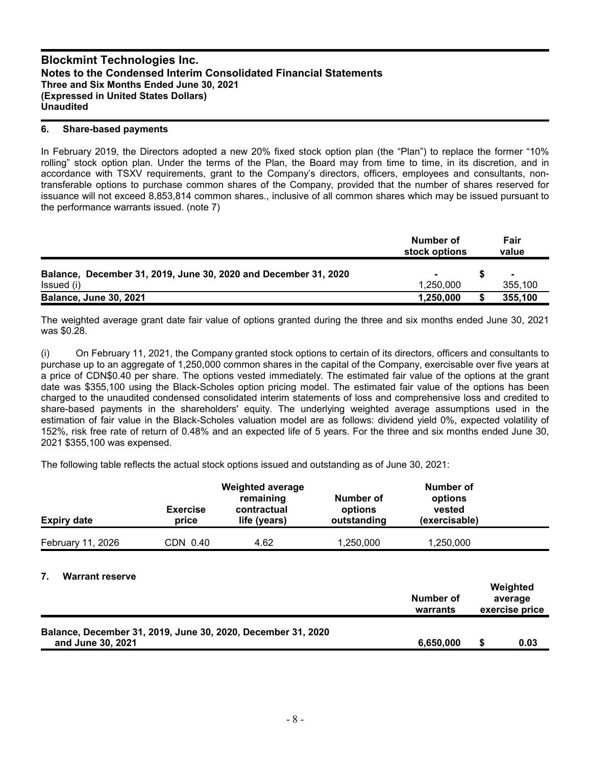## 6. Share-based payments

In February 2019, the Directors adopted a new 20% fixed stock option plan (the "Plan") to replace the former "10% rolling" stock option plan. Under the terms of the Plan, the Board may from time to time, in its discretion, and in accordance with TSXV requirements, grant to the Company's directors, officers, employees and consultants, non-transferable options to purchase common shares of the Company, provided that the number of shares reserved for issuance will not exceed 8,853,814 common shares., inclusive of all common shares which may be issued pursuant to the performance warrants issued. (note 7)

| | Number of stock options | Fair value |
|---|---|---|
| **Balance, December 31, 2019, June 30, 2020 and December 31, 2020** | - | $ - |
| Issued (i) | 1,250,000 | 355,100 |
| **Balance, June 30, 2021** | **1,250,000** | **$ 355,100** |

The weighted average grant date fair value of options granted during the three and six months ended June 30, 2021 was $0.28.

(i) On February 11, 2021, the Company granted stock options to certain of its directors, officers and consultants to purchase up to an aggregate of 1,250,000 common shares in the capital of the Company, exercisable over five years at a price of CDN$0.40 per share. The options vested immediately. The estimated fair value of the options at the grant date was $355,100 using the Black-Scholes option pricing model. The estimated fair value of the options has been charged to the unaudited condensed consolidated interim statements of loss and comprehensive loss and credited to share-based payments in the shareholders' equity. The underlying weighted average assumptions used in the estimation of fair value in the Black-Scholes valuation model are as follows: dividend yield 0%, expected volatility of 152%, risk free rate of return of 0.48% and an expected life of 5 years. For the three and six months ended June 30, 2021 $355,100 was expensed.

The following table reflects the actual stock options issued and outstanding as of June 30, 2021:

| Expiry date | Exercise price | Weighted average remaining contractual life (years) | Number of options outstanding | Number of options vested (exercisable) |
|---|---|---|---|---|
| February 11, 2026 | CDN 0.40 | 4.62 | 1,250,000 | 1,250,000 |

## 7. Warrant reserve

| | Number of warrants | Weighted average exercise price |
|---|---|---|
| **Balance, December 31, 2019, June 30, 2020, December 31, 2020 and June 30, 2021** | **6,650,000** | **$ 0.03** |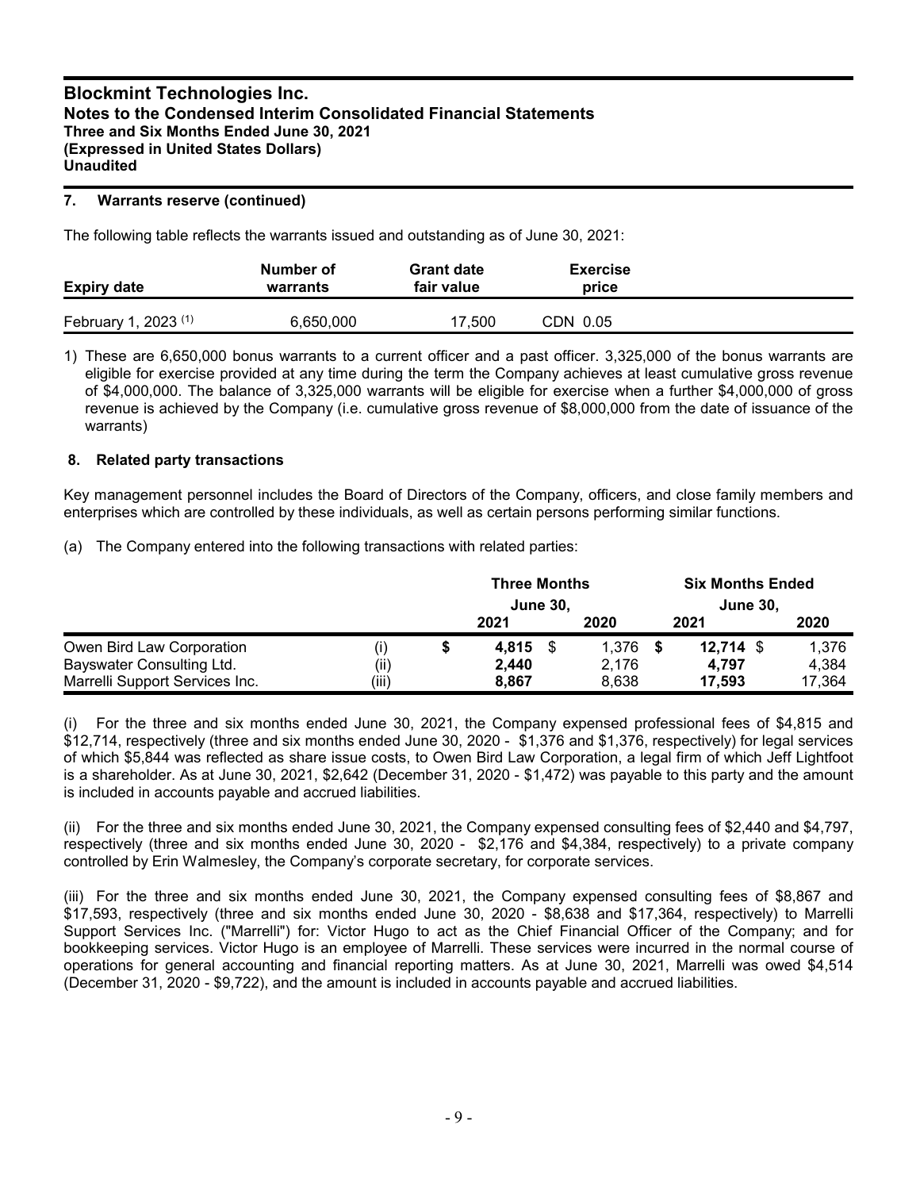## 7. Warrants reserve (continued)

The following table reflects the warrants issued and outstanding as of June 30, 2021:

| Expiry date | Number of warrants | Grant date fair value | Exercise price |
|---|---|---|---|
| February 1, 2023 (1) | 6,650,000 | 17,500 | CDN 0.05 |

1) These are 6,650,000 bonus warrants to a current officer and a past officer. 3,325,000 of the bonus warrants are eligible for exercise provided at any time during the term the Company achieves at least cumulative gross revenue of $4,000,000. The balance of 3,325,000 warrants will be eligible for exercise when a further $4,000,000 of gross revenue is achieved by the Company (i.e. cumulative gross revenue of $8,000,000 from the date of issuance of the warrants)

## 8. Related party transactions

Key management personnel includes the Board of Directors of the Company, officers, and close family members and enterprises which are controlled by these individuals, as well as certain persons performing similar functions.

(a) The Company entered into the following transactions with related parties:

| | | Three Months June 30, | | Six Months Ended June 30, | |
|---|---|---|---|---|---|
| | | 2021 | 2020 | 2021 | 2020 |
| Owen Bird Law Corporation | (i) | $ **4,815** | $ 1,376 | $ **12,714** | $ 1,376 |
| Bayswater Consulting Ltd. | (ii) | **2,440** | 2,176 | **4,797** | 4,384 |
| Marrelli Support Services Inc. | (iii) | **8,867** | 8,638 | **17,593** | 17,364 |

(i) For the three and six months ended June 30, 2021, the Company expensed professional fees of $4,815 and $12,714, respectively (three and six months ended June 30, 2020 - $1,376 and $1,376, respectively) for legal services of which $5,844 was reflected as share issue costs, to Owen Bird Law Corporation, a legal firm of which Jeff Lightfoot is a shareholder. As at June 30, 2021, $2,642 (December 31, 2020 - $1,472) was payable to this party and the amount is included in accounts payable and accrued liabilities.

(ii) For the three and six months ended June 30, 2021, the Company expensed consulting fees of $2,440 and $4,797, respectively (three and six months ended June 30, 2020 - $2,176 and $4,384, respectively) to a private company controlled by Erin Walmesley, the Company's corporate secretary, for corporate services.

(iii) For the three and six months ended June 30, 2021, the Company expensed consulting fees of $8,867 and $17,593, respectively (three and six months ended June 30, 2020 - $8,638 and $17,364, respectively) to Marrelli Support Services Inc. ("Marrelli") for: Victor Hugo to act as the Chief Financial Officer of the Company; and for bookkeeping services. Victor Hugo is an employee of Marrelli. These services were incurred in the normal course of operations for general accounting and financial reporting matters. As at June 30, 2021, Marrelli was owed $4,514 (December 31, 2020 - $9,722), and the amount is included in accounts payable and accrued liabilities.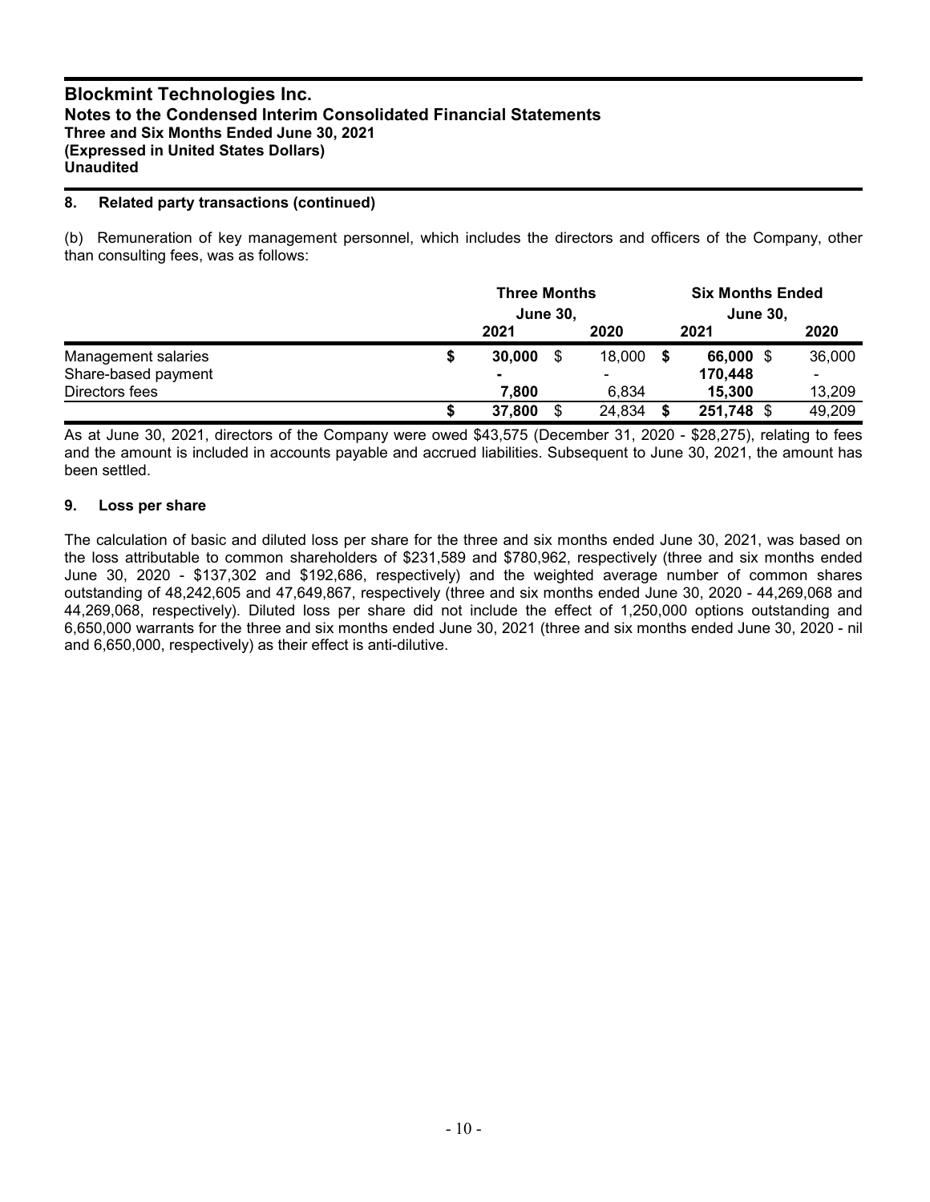## 8. Related party transactions (continued)

(b) Remuneration of key management personnel, which includes the directors and officers of the Company, other than consulting fees, was as follows:

| | Three Months June 30, | | Six Months Ended June 30, | |
|---|---|---|---|---|
| | **2021** | **2020** | **2021** | **2020** |
| Management salaries | **$ 30,000** | $ 18,000 | **$ 66,000** | $ 36,000 |
| Share-based payment | **-** | - | **170,448** | - |
| Directors fees | **7,800** | 6,834 | **15,300** | 13,209 |
| | **$ 37,800** | $ 24,834 | **$ 251,748** | $ 49,209 |

As at June 30, 2021, directors of the Company were owed $43,575 (December 31, 2020 - $28,275), relating to fees and the amount is included in accounts payable and accrued liabilities. Subsequent to June 30, 2021, the amount has been settled.

## 9. Loss per share

The calculation of basic and diluted loss per share for the three and six months ended June 30, 2021, was based on the loss attributable to common shareholders of $231,589 and $780,962, respectively (three and six months ended June 30, 2020 - $137,302 and $192,686, respectively) and the weighted average number of common shares outstanding of 48,242,605 and 47,649,867, respectively (three and six months ended June 30, 2020 - 44,269,068 and 44,269,068, respectively). Diluted loss per share did not include the effect of 1,250,000 options outstanding and 6,650,000 warrants for the three and six months ended June 30, 2021 (three and six months ended June 30, 2020 - nil and 6,650,000, respectively) as their effect is anti-dilutive.